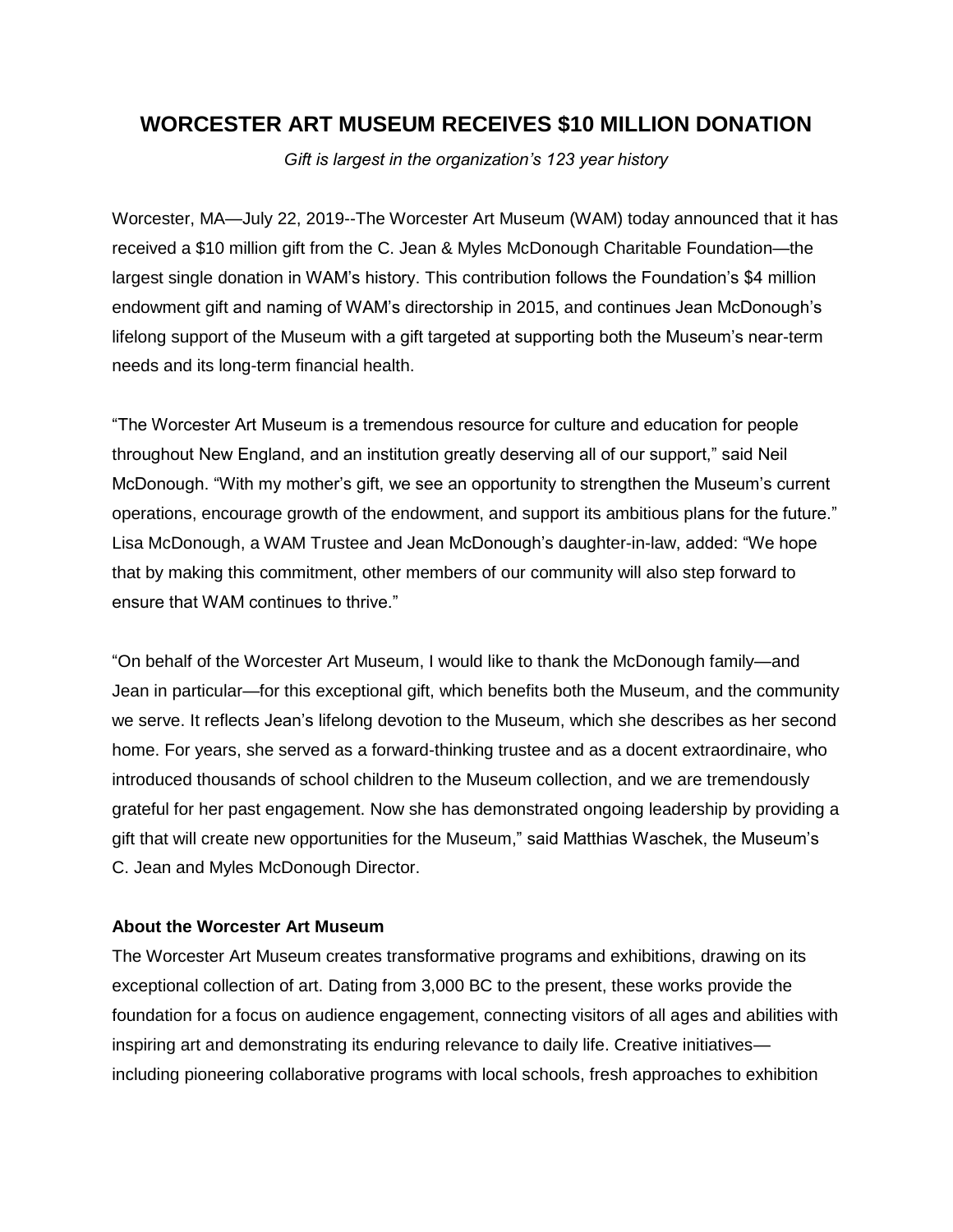# WORCESTER ART MUSEUM RECEIVES $10 MILLION DONATION

*Gift is largest in the organization's 123 year history*

Worcester, MA—July 22, 2019--The Worcester Art Museum (WAM) today announced that it has received a $10 million gift from the C. Jean & Myles McDonough Charitable Foundation—the largest single donation in WAM's history. This contribution follows the Foundation's $4 million endowment gift and naming of WAM's directorship in 2015, and continues Jean McDonough's lifelong support of the Museum with a gift targeted at supporting both the Museum's near-term needs and its long-term financial health.

"The Worcester Art Museum is a tremendous resource for culture and education for people throughout New England, and an institution greatly deserving all of our support," said Neil McDonough. "With my mother's gift, we see an opportunity to strengthen the Museum's current operations, encourage growth of the endowment, and support its ambitious plans for the future." Lisa McDonough, a WAM Trustee and Jean McDonough's daughter-in-law, added: "We hope that by making this commitment, other members of our community will also step forward to ensure that WAM continues to thrive."

"On behalf of the Worcester Art Museum, I would like to thank the McDonough family—and Jean in particular—for this exceptional gift, which benefits both the Museum, and the community we serve. It reflects Jean's lifelong devotion to the Museum, which she describes as her second home. For years, she served as a forward-thinking trustee and as a docent extraordinaire, who introduced thousands of school children to the Museum collection, and we are tremendously grateful for her past engagement. Now she has demonstrated ongoing leadership by providing a gift that will create new opportunities for the Museum," said Matthias Waschek, the Museum's C. Jean and Myles McDonough Director.

**About the Worcester Art Museum**

The Worcester Art Museum creates transformative programs and exhibitions, drawing on its exceptional collection of art. Dating from 3,000 BC to the present, these works provide the foundation for a focus on audience engagement, connecting visitors of all ages and abilities with inspiring art and demonstrating its enduring relevance to daily life. Creative initiatives—including pioneering collaborative programs with local schools, fresh approaches to exhibition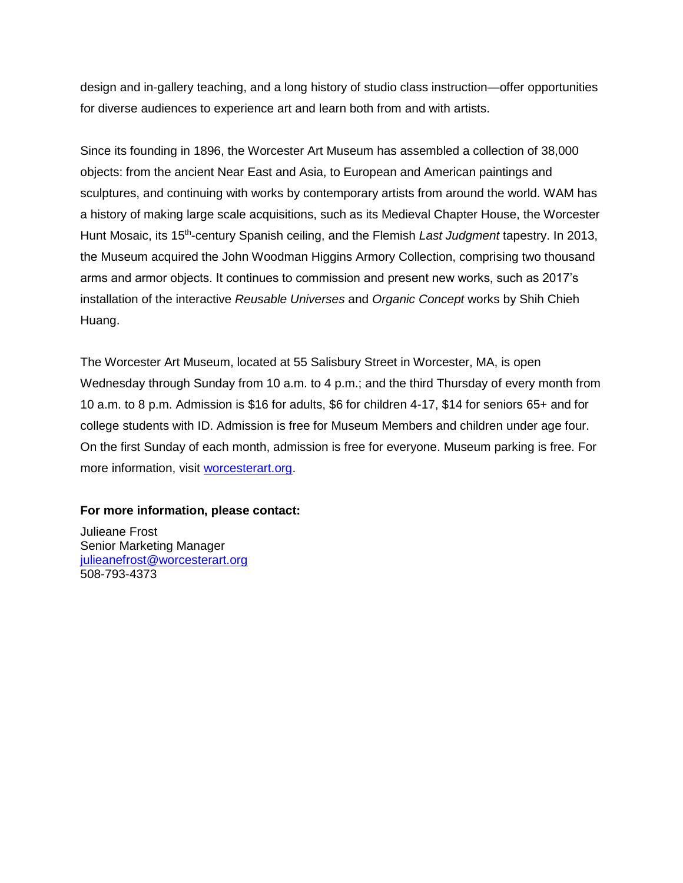design and in-gallery teaching, and a long history of studio class instruction—offer opportunities for diverse audiences to experience art and learn both from and with artists.

Since its founding in 1896, the Worcester Art Museum has assembled a collection of 38,000 objects: from the ancient Near East and Asia, to European and American paintings and sculptures, and continuing with works by contemporary artists from around the world. WAM has a history of making large scale acquisitions, such as its Medieval Chapter House, the Worcester Hunt Mosaic, its 15th-century Spanish ceiling, and the Flemish *Last Judgment* tapestry. In 2013, the Museum acquired the John Woodman Higgins Armory Collection, comprising two thousand arms and armor objects. It continues to commission and present new works, such as 2017's installation of the interactive *Reusable Universes* and *Organic Concept* works by Shih Chieh Huang.

The Worcester Art Museum, located at 55 Salisbury Street in Worcester, MA, is open Wednesday through Sunday from 10 a.m. to 4 p.m.; and the third Thursday of every month from 10 a.m. to 8 p.m. Admission is $16 for adults, $6 for children 4-17, $14 for seniors 65+ and for college students with ID. Admission is free for Museum Members and children under age four. On the first Sunday of each month, admission is free for everyone. Museum parking is free. For more information, visit [worcesterart.org](worcesterart.org).

**For more information, please contact:**

Julieane Frost
Senior Marketing Manager
[julieanefrost@worcesterart.org](mailto:julieanefrost@worcesterart.org)
508-793-4373